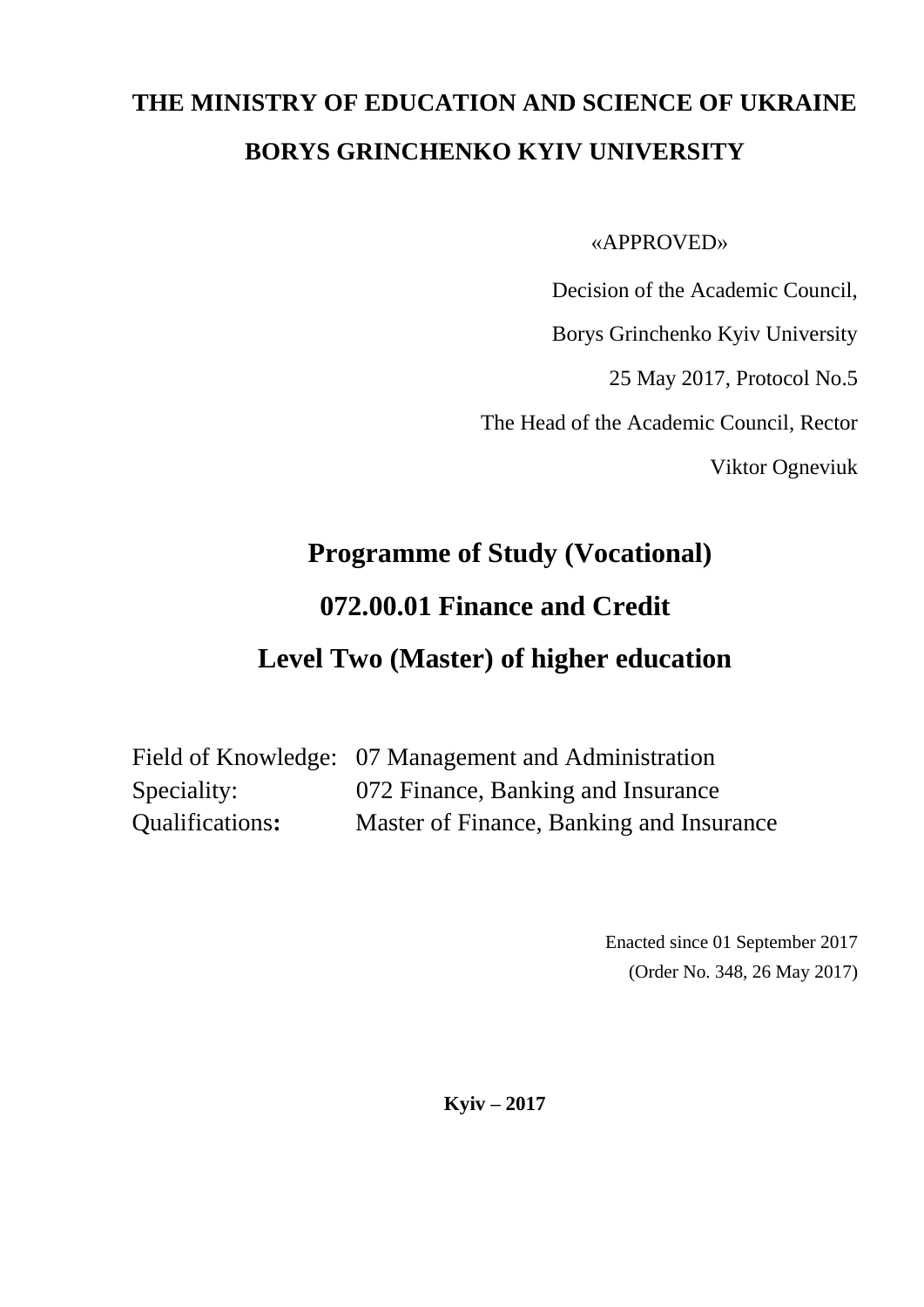**THE MINISTRY OF EDUCATION AND SCIENCE OF UKRAINE**

**BORYS GRINCHENKO KYIV UNIVERSITY**

«APPROVED»

Decision of the Academic Council,

Borys Grinchenko Kyiv University

25 May 2017, Protocol No.5

The Head of the Academic Council, Rector

Viktor Ogneviuk

# Programme of Study (Vocational)

# 072.00.01 Finance and Credit

# Level Two (Master) of higher education

Field of Knowledge: 07 Management and Administration

Speciality: 072 Finance, Banking and Insurance

Qualifications**:** Master of Finance, Banking and Insurance

Enacted since 01 September 2017

(Order No. 348, 26 May 2017)

**Kyiv – 2017**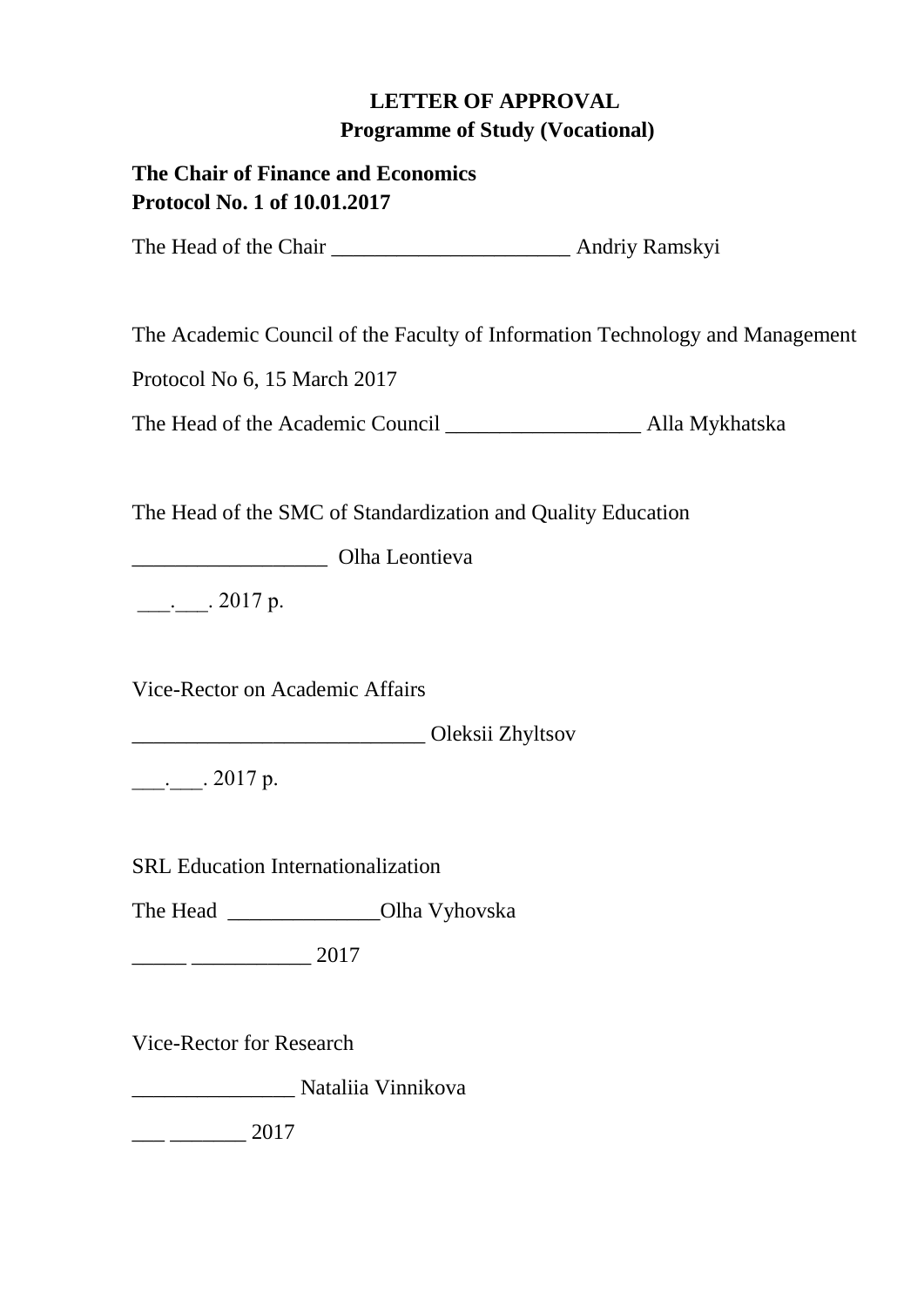**LETTER OF APPROVAL**
**Programme of Study (Vocational)**

**The Chair of Finance and Economics**
**Protocol No. 1 of 10.01.2017**

The Head of the Chair ______________________ Andriy Ramskyi

The Academic Council of the Faculty of Information Technology and Management

Protocol No 6, 15 March 2017

The Head of the Academic Council __________________ Alla Mykhatska

The Head of the SMC of Standardization and Quality Education

__________________ Olha Leontieva

___.___. 2017 р.

Vice-Rector on Academic Affairs

___________________________ Oleksii Zhyltsov

___.___. 2017 р.

SRL Education Internationalization

The Head ______________Olha Vyhovska

_____ ___________ 2017

Vice-Rector for Research

_______________ Nataliia Vinnikova

___ _______ 2017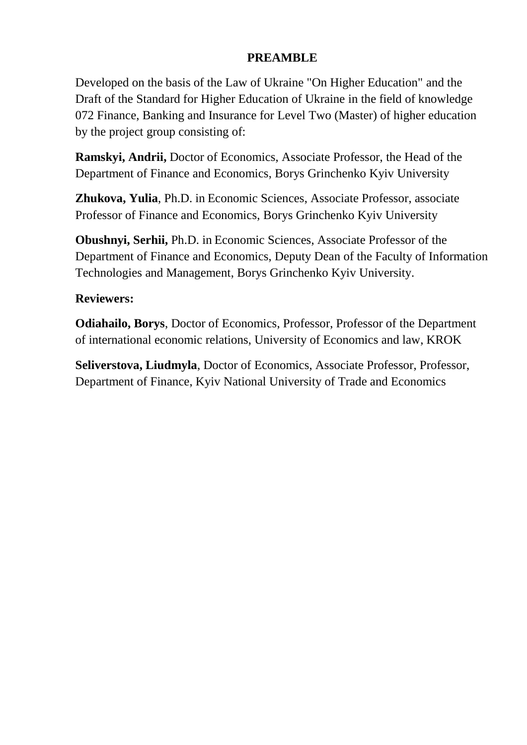# PREAMBLE

Developed on the basis of the Law of Ukraine "On Higher Education" and the Draft of the Standard for Higher Education of Ukraine in the field of knowledge 072 Finance, Banking and Insurance for Level Two (Master) of higher education by the project group consisting of:

**Ramskyi, Andrii,** Doctor of Economics, Associate Professor, the Head of the Department of Finance and Economics, Borys Grinchenko Kyiv University

**Zhukova, Yulia**, Ph.D. in Economic Sciences, Associate Professor, associate Professor of Finance and Economics, Borys Grinchenko Kyiv University

**Obushnyi, Serhii,** Ph.D. in Economic Sciences, Associate Professor of the Department of Finance and Economics, Deputy Dean of the Faculty of Information Technologies and Management, Borys Grinchenko Kyiv University.

**Reviewers:**

**Odiahailo, Borys**, Doctor of Economics, Professor, Professor of the Department of international economic relations, University of Economics and law, KROK

**Seliverstova, Liudmyla**, Doctor of Economics, Associate Professor, Professor, Department of Finance, Kyiv National University of Trade and Economics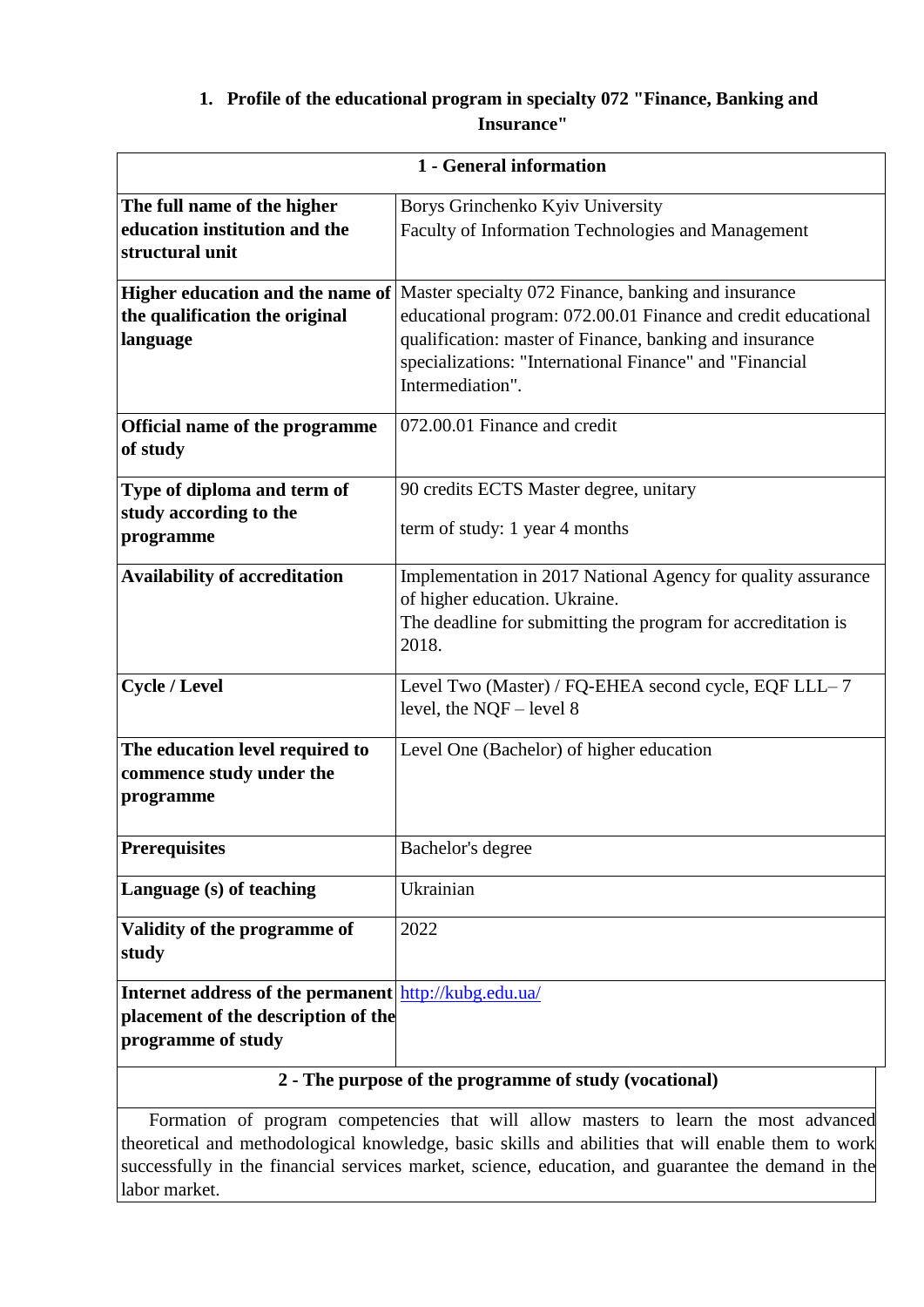## 1. Profile of the educational program in specialty 072 "Finance, Banking and Insurance"

| 1 - General information | |
|---|---|
| **The full name of the higher education institution and the structural unit** | Borys Grinchenko Kyiv University<br>Faculty of Information Technologies and Management |
| **Higher education and the name of the qualification the original language** | Master specialty 072 Finance, banking and insurance educational program: 072.00.01 Finance and credit educational qualification: master of Finance, banking and insurance specializations: "International Finance" and "Financial Intermediation". |
| **Official name of the programme of study** | 072.00.01 Finance and credit |
| **Type of diploma and term of study according to the programme** | 90 credits ECTS Master degree, unitary<br><br>term of study: 1 year 4 months |
| **Availability of accreditation** | Implementation in 2017 National Agency for quality assurance of higher education. Ukraine.<br>The deadline for submitting the program for accreditation is 2018. |
| **Cycle / Level** | Level Two (Master) / FQ-EHEA second cycle, EQF LLL– 7 level, the NQF – level 8 |
| **The education level required to commence study under the programme** | Level One (Bachelor) of higher education |
| **Prerequisites** | Bachelor's degree |
| **Language (s) of teaching** | Ukrainian |
| **Validity of the programme of study** | 2022 |
| **Internet address of the permanent placement of the description of the programme of study** | [http://kubg.edu.ua/](http://kubg.edu.ua/) |

| 2 - The purpose of the programme of study (vocational) |
|---|
| Formation of program competencies that will allow masters to learn the most advanced theoretical and methodological knowledge, basic skills and abilities that will enable them to work successfully in the financial services market, science, education, and guarantee the demand in the labor market. |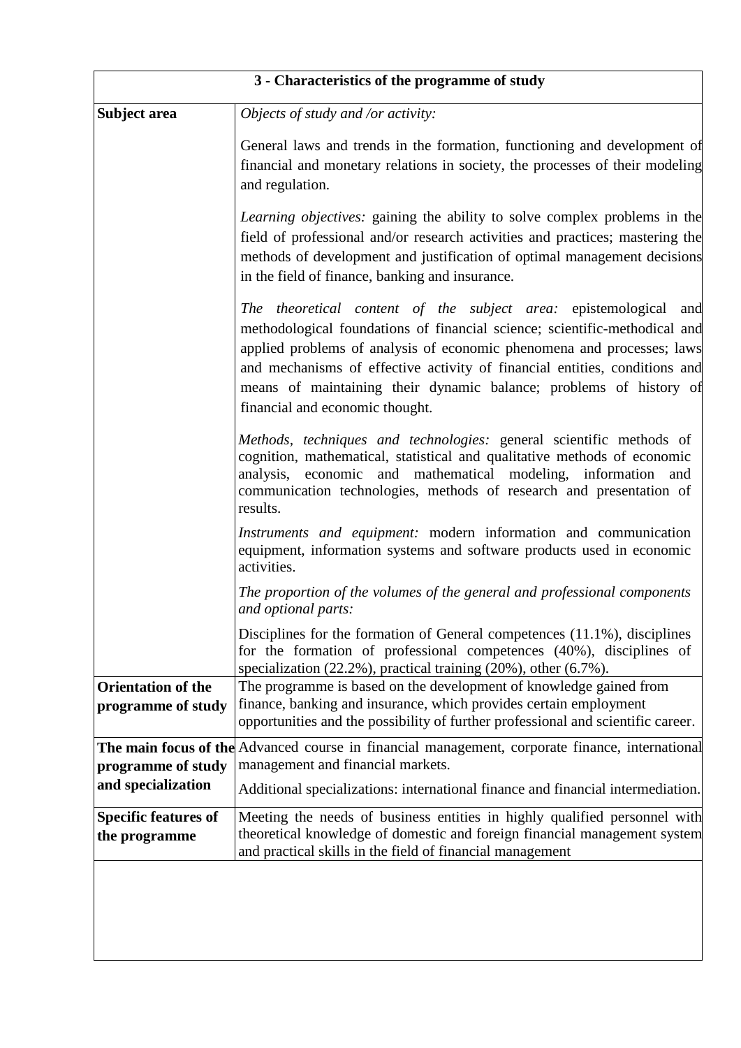| 3 - Characteristics of the programme of study | |
|---|---|
| **Subject area** | *Objects of study and /or activity:*<br><br>General laws and trends in the formation, functioning and development of financial and monetary relations in society, the processes of their modeling and regulation.<br><br>*Learning objectives:* gaining the ability to solve complex problems in the field of professional and/or research activities and practices; mastering the methods of development and justification of optimal management decisions in the field of finance, banking and insurance.<br><br>*The theoretical content of the subject area:* epistemological and methodological foundations of financial science; scientific-methodical and applied problems of analysis of economic phenomena and processes; laws and mechanisms of effective activity of financial entities, conditions and means of maintaining their dynamic balance; problems of history of financial and economic thought.<br><br>*Methods, techniques and technologies:* general scientific methods of cognition, mathematical, statistical and qualitative methods of economic analysis, economic and mathematical modeling, information and communication technologies, methods of research and presentation of results.<br><br>*Instruments and equipment:* modern information and communication equipment, information systems and software products used in economic activities.<br><br>*The proportion of the volumes of the general and professional components and optional parts:*<br><br>Disciplines for the formation of General competences (11.1%), disciplines for the formation of professional competences (40%), disciplines of specialization (22.2%), practical training (20%), other (6.7%). |
| **Orientation of the programme of study** | The programme is based on the development of knowledge gained from finance, banking and insurance, which provides certain employment opportunities and the possibility of further professional and scientific career. |
| **The main focus of the programme of study and specialization** | Advanced course in financial management, corporate finance, international management and financial markets.<br><br>Additional specializations: international finance and financial intermediation. |
| **Specific features of the programme** | Meeting the needs of business entities in highly qualified personnel with theoretical knowledge of domestic and foreign financial management system and practical skills in the field of financial management |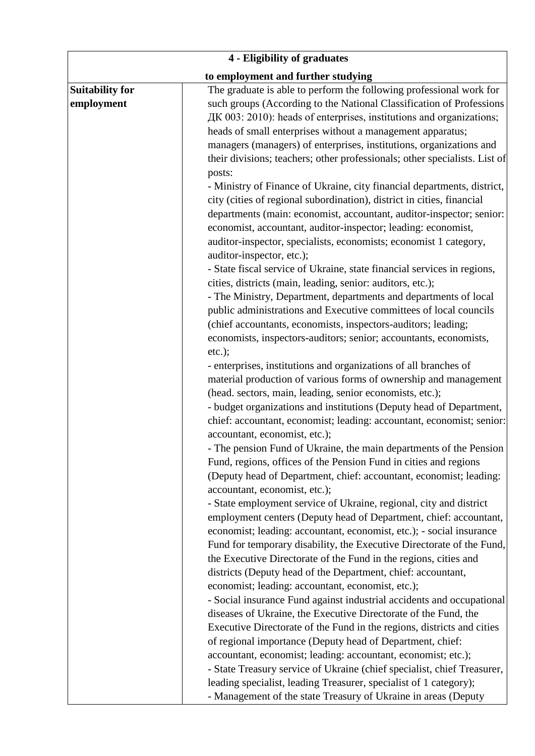| 4 - Eligibility of graduates to employment and further studying | |
|---|---|
| **Suitability for employment** | The graduate is able to perform the following professional work for such groups (According to the National Classification of Professions ДК 003: 2010): heads of enterprises, institutions and organizations; heads of small enterprises without a management apparatus; managers (managers) of enterprises, institutions, organizations and their divisions; teachers; other professionals; other specialists. List of posts:<br>- Ministry of Finance of Ukraine, city financial departments, district, city (cities of regional subordination), district in cities, financial departments (main: economist, accountant, auditor-inspector; senior: economist, accountant, auditor-inspector; leading: economist, auditor-inspector, specialists, economists; economist 1 category, auditor-inspector, etc.);<br>- State fiscal service of Ukraine, state financial services in regions, cities, districts (main, leading, senior: auditors, etc.);<br>- The Ministry, Department, departments and departments of local public administrations and Executive committees of local councils (chief accountants, economists, inspectors-auditors; leading; economists, inspectors-auditors; senior; accountants, economists, etc.);<br>- enterprises, institutions and organizations of all branches of material production of various forms of ownership and management (head. sectors, main, leading, senior economists, etc.);<br>- budget organizations and institutions (Deputy head of Department, chief: accountant, economist; leading: accountant, economist; senior: accountant, economist, etc.);<br>- The pension Fund of Ukraine, the main departments of the Pension Fund, regions, offices of the Pension Fund in cities and regions (Deputy head of Department, chief: accountant, economist; leading: accountant, economist, etc.);<br>- State employment service of Ukraine, regional, city and district employment centers (Deputy head of Department, chief: accountant, economist; leading: accountant, economist, etc.); - social insurance Fund for temporary disability, the Executive Directorate of the Fund, the Executive Directorate of the Fund in the regions, cities and districts (Deputy head of the Department, chief: accountant, economist; leading: accountant, economist, etc.);<br>- Social insurance Fund against industrial accidents and occupational diseases of Ukraine, the Executive Directorate of the Fund, the Executive Directorate of the Fund in the regions, districts and cities of regional importance (Deputy head of Department, chief: accountant, economist; leading: accountant, economist; etc.);<br>- State Treasury service of Ukraine (chief specialist, chief Treasurer, leading specialist, leading Treasurer, specialist of 1 category);<br>- Management of the state Treasury of Ukraine in areas (Deputy |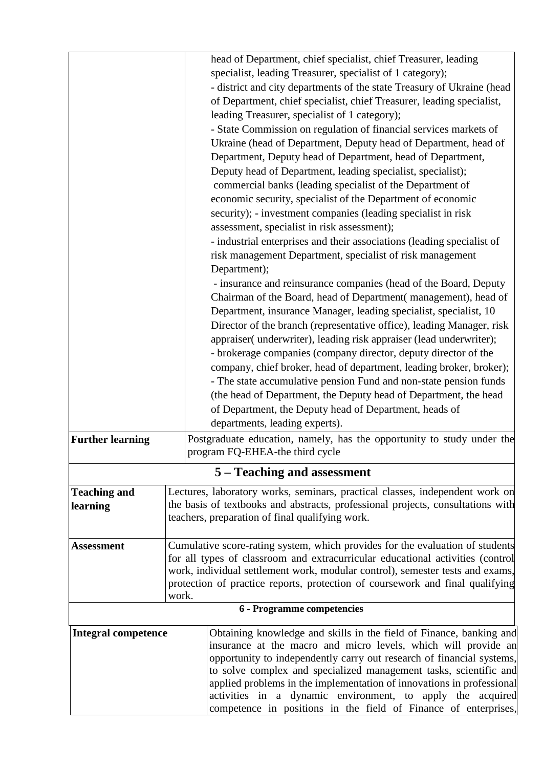| | |
|---|---|
| | head of Department, chief specialist, chief Treasurer, leading specialist, leading Treasurer, specialist of 1 category);<br>- district and city departments of the state Treasury of Ukraine (head of Department, chief specialist, chief Treasurer, leading specialist, leading Treasurer, specialist of 1 category);<br>- State Commission on regulation of financial services markets of Ukraine (head of Department, Deputy head of Department, head of Department, Deputy head of Department, head of Department, Deputy head of Department, leading specialist, specialist);<br>commercial banks (leading specialist of the Department of economic security, specialist of the Department of economic security); - investment companies (leading specialist in risk assessment, specialist in risk assessment);<br>- industrial enterprises and their associations (leading specialist of risk management Department, specialist of risk management Department);<br>- insurance and reinsurance companies (head of the Board, Deputy Chairman of the Board, head of Department( management), head of Department, insurance Manager, leading specialist, specialist, 10 Director of the branch (representative office), leading Manager, risk appraiser( underwriter), leading risk appraiser (lead underwriter);<br>- brokerage companies (company director, deputy director of the company, chief broker, head of department, leading broker, broker);<br>- The state accumulative pension Fund and non-state pension funds (the head of Department, the Deputy head of Department, the head of Department, the Deputy head of Department, heads of departments, leading experts). |
| **Further learning** | Postgraduate education, namely, has the opportunity to study under the program FQ-EHEA-the third cycle |

## 5 – Teaching and assessment

| | |
|---|---|
| **Teaching and learning** | Lectures, laboratory works, seminars, practical classes, independent work on the basis of textbooks and abstracts, professional projects, consultations with teachers, preparation of final qualifying work. |
| **Assessment** | Cumulative score-rating system, which provides for the evaluation of students for all types of classroom and extracurricular educational activities (control work, individual settlement work, modular control), semester tests and exams, protection of practice reports, protection of coursework and final qualifying work. |

### 6 - Programme competencies

| | |
|---|---|
| **Integral competence** | Obtaining knowledge and skills in the field of Finance, banking and insurance at the macro and micro levels, which will provide an opportunity to independently carry out research of financial systems, to solve complex and specialized management tasks, scientific and applied problems in the implementation of innovations in professional activities in a dynamic environment, to apply the acquired competence in positions in the field of Finance of enterprises, |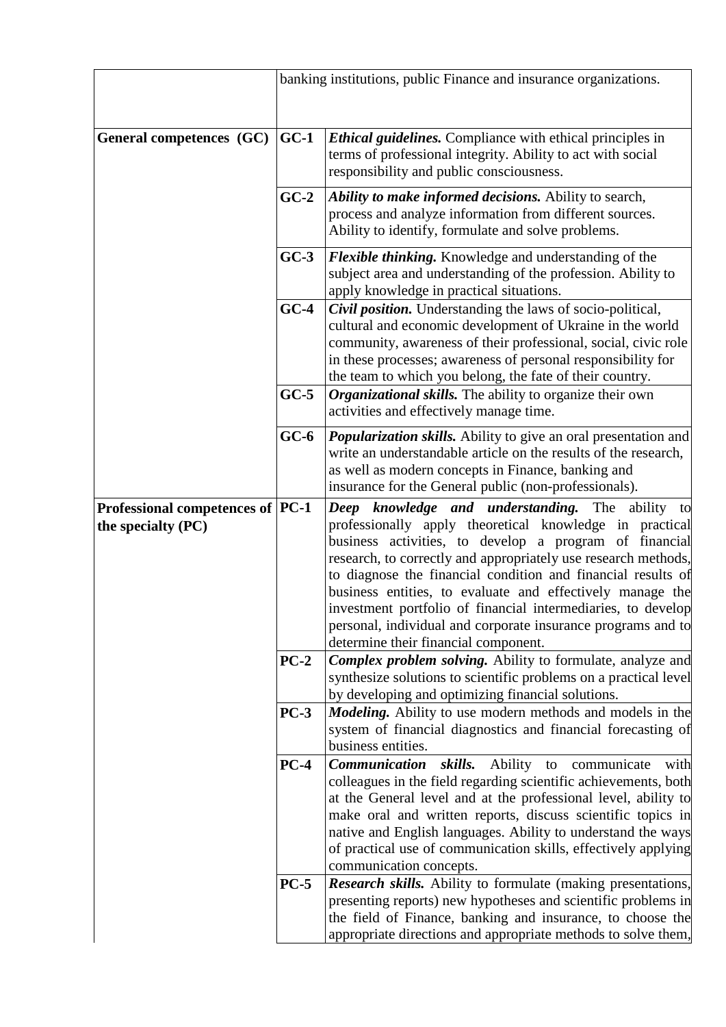| | | |
|---|---|---|
| | banking institutions, public Finance and insurance organizations. | |
| **General competences (GC)** | **GC-1** | ***Ethical guidelines.*** Compliance with ethical principles in terms of professional integrity. Ability to act with social responsibility and public consciousness. |
| | **GC-2** | ***Ability to make informed decisions.*** Ability to search, process and analyze information from different sources. Ability to identify, formulate and solve problems. |
| | **GC-3** | ***Flexible thinking.*** Knowledge and understanding of the subject area and understanding of the profession. Ability to apply knowledge in practical situations. |
| | **GC-4** | ***Civil position.*** Understanding the laws of socio-political, cultural and economic development of Ukraine in the world community, awareness of their professional, social, civic role in these processes; awareness of personal responsibility for the team to which you belong, the fate of their country. |
| | **GC-5** | ***Organizational skills.*** The ability to organize their own activities and effectively manage time. |
| | **GC-6** | ***Popularization skills.*** Ability to give an oral presentation and write an understandable article on the results of the research, as well as modern concepts in Finance, banking and insurance for the General public (non-professionals). |
| **Professional competences of the specialty (PC)** | **PC-1** | ***Deep knowledge and understanding.*** The ability to professionally apply theoretical knowledge in practical business activities, to develop a program of financial research, to correctly and appropriately use research methods, to diagnose the financial condition and financial results of business entities, to evaluate and effectively manage the investment portfolio of financial intermediaries, to develop personal, individual and corporate insurance programs and to determine their financial component. |
| | **PC-2** | ***Complex problem solving.*** Ability to formulate, analyze and synthesize solutions to scientific problems on a practical level by developing and optimizing financial solutions. |
| | **PC-3** | ***Modeling.*** Ability to use modern methods and models in the system of financial diagnostics and financial forecasting of business entities. |
| | **PC-4** | ***Communication skills.*** Ability to communicate with colleagues in the field regarding scientific achievements, both at the General level and at the professional level, ability to make oral and written reports, discuss scientific topics in native and English languages. Ability to understand the ways of practical use of communication skills, effectively applying communication concepts. |
| | **PC-5** | ***Research skills.*** Ability to formulate (making presentations, presenting reports) new hypotheses and scientific problems in the field of Finance, banking and insurance, to choose the appropriate directions and appropriate methods to solve them, |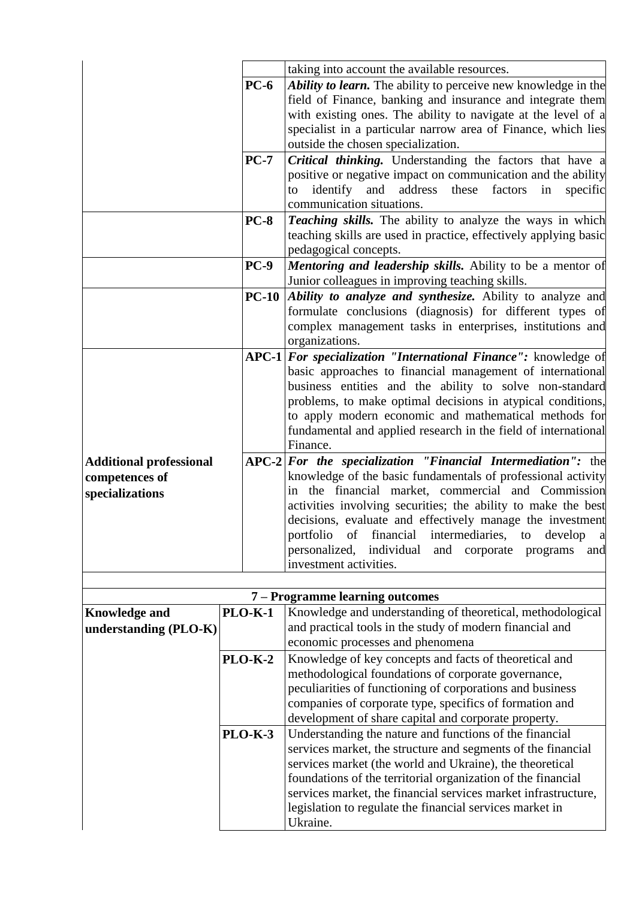| | | |
|---|---|---|
| | | taking into account the available resources. |
| | **PC-6** | ***Ability to learn.*** The ability to perceive new knowledge in the field of Finance, banking and insurance and integrate them with existing ones. The ability to navigate at the level of a specialist in a particular narrow area of Finance, which lies outside the chosen specialization. |
| | **PC-7** | ***Critical thinking.*** Understanding the factors that have a positive or negative impact on communication and the ability to identify and address these factors in specific communication situations. |
| | **PC-8** | ***Teaching skills.*** The ability to analyze the ways in which teaching skills are used in practice, effectively applying basic pedagogical concepts. |
| | **PC-9** | ***Mentoring and leadership skills.*** Ability to be a mentor of Junior colleagues in improving teaching skills. |
| | **PC-10** | ***Ability to analyze and synthesize.*** Ability to analyze and formulate conclusions (diagnosis) for different types of complex management tasks in enterprises, institutions and organizations. |
| **Additional professional competences of specializations** | **APC-1** | ***For specialization "International Finance":*** knowledge of basic approaches to financial management of international business entities and the ability to solve non-standard problems, to make optimal decisions in atypical conditions, to apply modern economic and mathematical methods for fundamental and applied research in the field of international Finance. |
| | **APC-2** | ***For the specialization "Financial Intermediation":*** the knowledge of the basic fundamentals of professional activity in the financial market, commercial and Commission activities involving securities; the ability to make the best decisions, evaluate and effectively manage the investment portfolio of financial intermediaries, to develop a personalized, individual and corporate programs and investment activities. |

| **7 – Programme learning outcomes** | | |
|---|---|---|
| **Knowledge and understanding (PLO-K)** | **PLO-K-1** | Knowledge and understanding of theoretical, methodological and practical tools in the study of modern financial and economic processes and phenomena |
| | **PLO-K-2** | Knowledge of key concepts and facts of theoretical and methodological foundations of corporate governance, peculiarities of functioning of corporations and business companies of corporate type, specifics of formation and development of share capital and corporate property. |
| | **PLO-K-3** | Understanding the nature and functions of the financial services market, the structure and segments of the financial services market (the world and Ukraine), the theoretical foundations of the territorial organization of the financial services market, the financial services market infrastructure, legislation to regulate the financial services market in Ukraine. |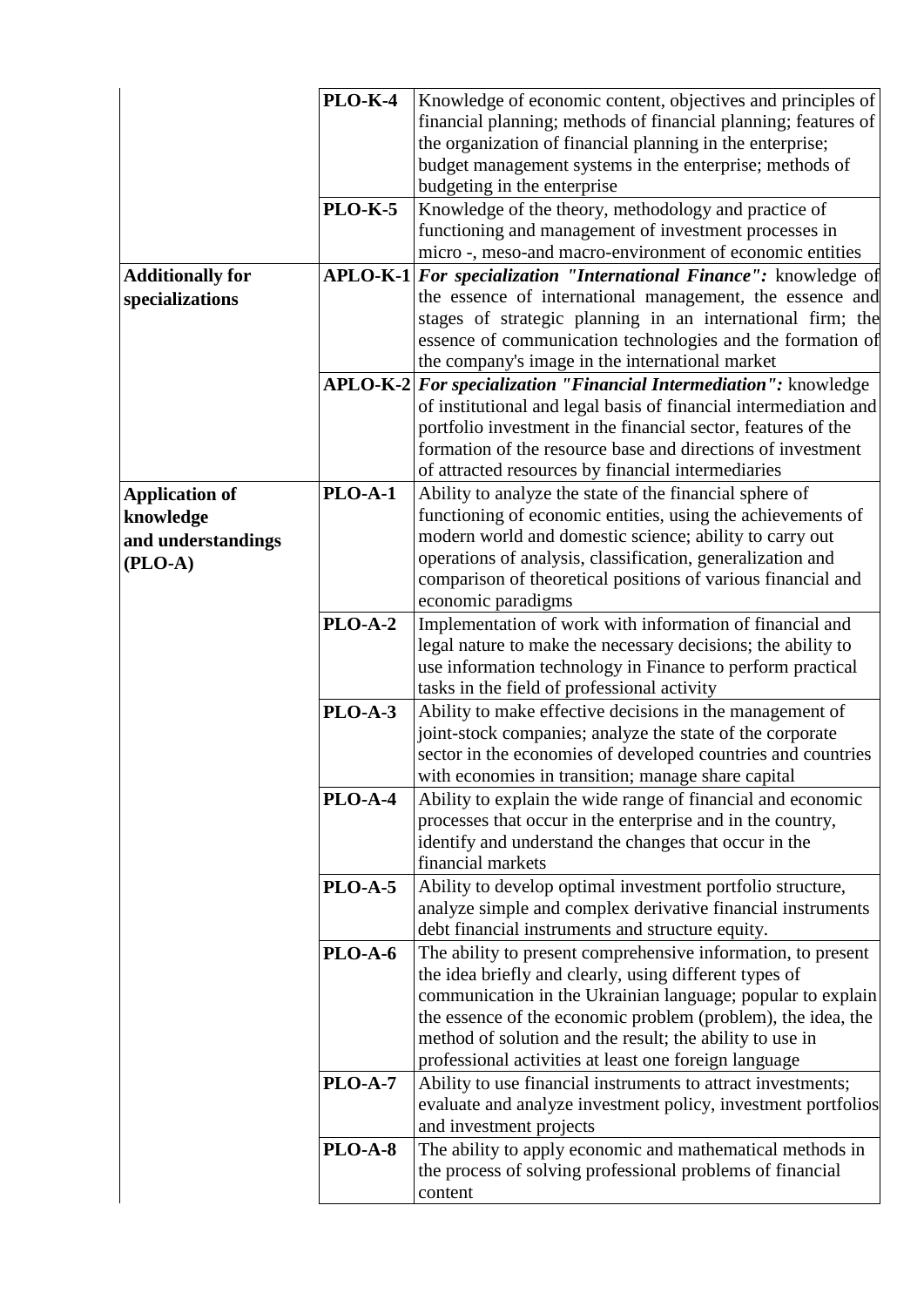| | | |
|---|---|---|
| | **PLO-K-4** | Knowledge of economic content, objectives and principles of financial planning; methods of financial planning; features of the organization of financial planning in the enterprise; budget management systems in the enterprise; methods of budgeting in the enterprise |
| | **PLO-K-5** | Knowledge of the theory, methodology and practice of functioning and management of investment processes in micro -, meso-and macro-environment of economic entities |
| **Additionally for specializations** | **APLO-K-1** | ***For specialization "International Finance":*** knowledge of the essence of international management, the essence and stages of strategic planning in an international firm; the essence of communication technologies and the formation of the company's image in the international market |
| | **APLO-K-2** | ***For specialization "Financial Intermediation":*** knowledge of institutional and legal basis of financial intermediation and portfolio investment in the financial sector, features of the formation of the resource base and directions of investment of attracted resources by financial intermediaries |
| **Application of knowledge and understandings (PLO-A)** | **PLO-A-1** | Ability to analyze the state of the financial sphere of functioning of economic entities, using the achievements of modern world and domestic science; ability to carry out operations of analysis, classification, generalization and comparison of theoretical positions of various financial and economic paradigms |
| | **PLO-A-2** | Implementation of work with information of financial and legal nature to make the necessary decisions; the ability to use information technology in Finance to perform practical tasks in the field of professional activity |
| | **PLO-A-3** | Ability to make effective decisions in the management of joint-stock companies; analyze the state of the corporate sector in the economies of developed countries and countries with economies in transition; manage share capital |
| | **PLO-A-4** | Ability to explain the wide range of financial and economic processes that occur in the enterprise and in the country, identify and understand the changes that occur in the financial markets |
| | **PLO-A-5** | Ability to develop optimal investment portfolio structure, analyze simple and complex derivative financial instruments debt financial instruments and structure equity. |
| | **PLO-A-6** | The ability to present comprehensive information, to present the idea briefly and clearly, using different types of communication in the Ukrainian language; popular to explain the essence of the economic problem (problem), the idea, the method of solution and the result; the ability to use in professional activities at least one foreign language |
| | **PLO-A-7** | Ability to use financial instruments to attract investments; evaluate and analyze investment policy, investment portfolios and investment projects |
| | **PLO-A-8** | The ability to apply economic and mathematical methods in the process of solving professional problems of financial content |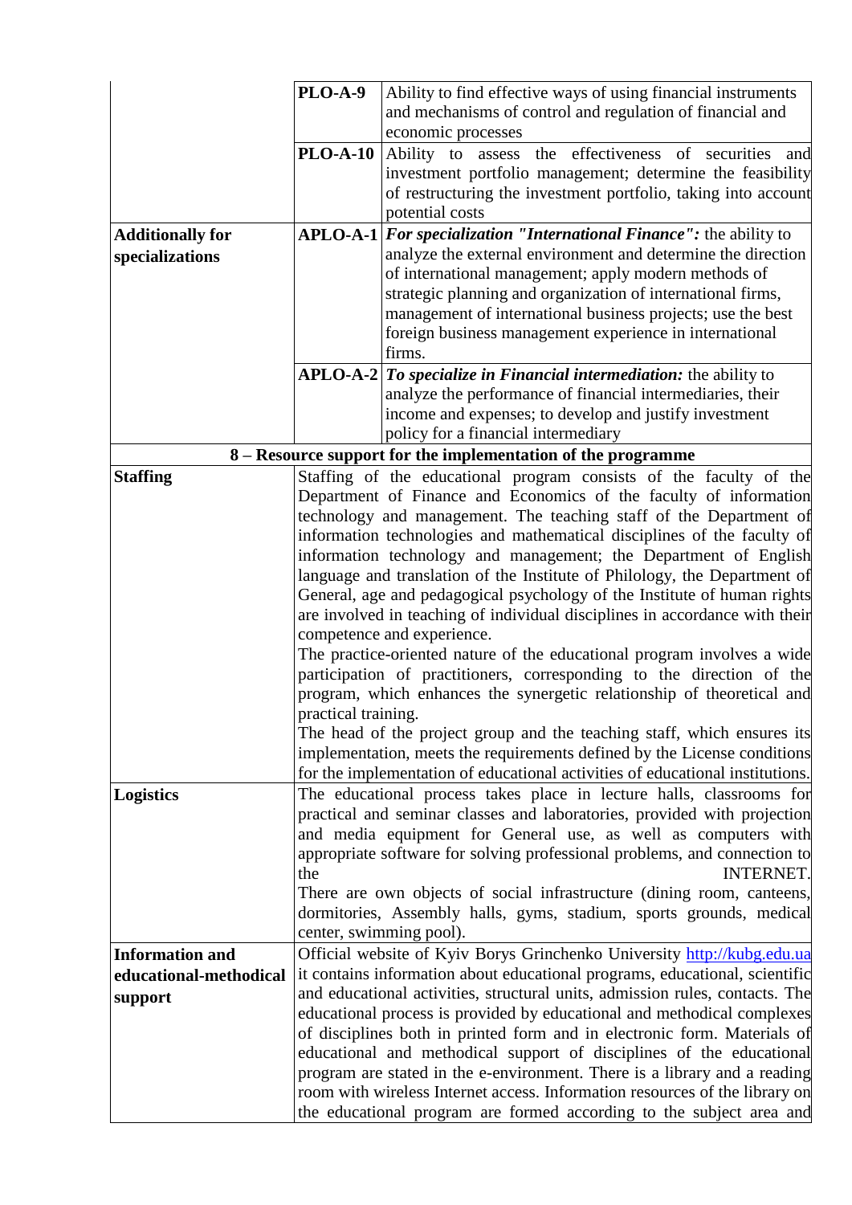| | | |
|---|---|---|
| | **PLO-A-9** | Ability to find effective ways of using financial instruments and mechanisms of control and regulation of financial and economic processes |
| | **PLO-A-10** | Ability to assess the effectiveness of securities and investment portfolio management; determine the feasibility of restructuring the investment portfolio, taking into account potential costs |
| **Additionally for specializations** | **APLO-A-1** | ***For specialization "International Finance":*** the ability to analyze the external environment and determine the direction of international management; apply modern methods of strategic planning and organization of international firms, management of international business projects; use the best foreign business management experience in international firms. |
| | **APLO-A-2** | ***To specialize in Financial intermediation:*** the ability to analyze the performance of financial intermediaries, their income and expenses; to develop and justify investment policy for a financial intermediary |
| **8 – Resource support for the implementation of the programme** | | |
| **Staffing** | Staffing of the educational program consists of the faculty of the Department of Finance and Economics of the faculty of information technology and management. The teaching staff of the Department of information technologies and mathematical disciplines of the faculty of information technology and management; the Department of English language and translation of the Institute of Philology, the Department of General, age and pedagogical psychology of the Institute of human rights are involved in teaching of individual disciplines in accordance with their competence and experience.<br>The practice-oriented nature of the educational program involves a wide participation of practitioners, corresponding to the direction of the program, which enhances the synergetic relationship of theoretical and practical training.<br>The head of the project group and the teaching staff, which ensures its implementation, meets the requirements defined by the License conditions for the implementation of educational activities of educational institutions. | |
| **Logistics** | The educational process takes place in lecture halls, classrooms for practical and seminar classes and laboratories, provided with projection and media equipment for General use, as well as computers with appropriate software for solving professional problems, and connection to the INTERNET.<br>There are own objects of social infrastructure (dining room, canteens, dormitories, Assembly halls, gyms, stadium, sports grounds, medical center, swimming pool). | |
| **Information and educational-methodical support** | Official website of Kyiv Borys Grinchenko University http://kubg.edu.ua it contains information about educational programs, educational, scientific and educational activities, structural units, admission rules, contacts. The educational process is provided by educational and methodical complexes of disciplines both in printed form and in electronic form. Materials of educational and methodical support of disciplines of the educational program are stated in the e-environment. There is a library and a reading room with wireless Internet access. Information resources of the library on the educational program are formed according to the subject area and | |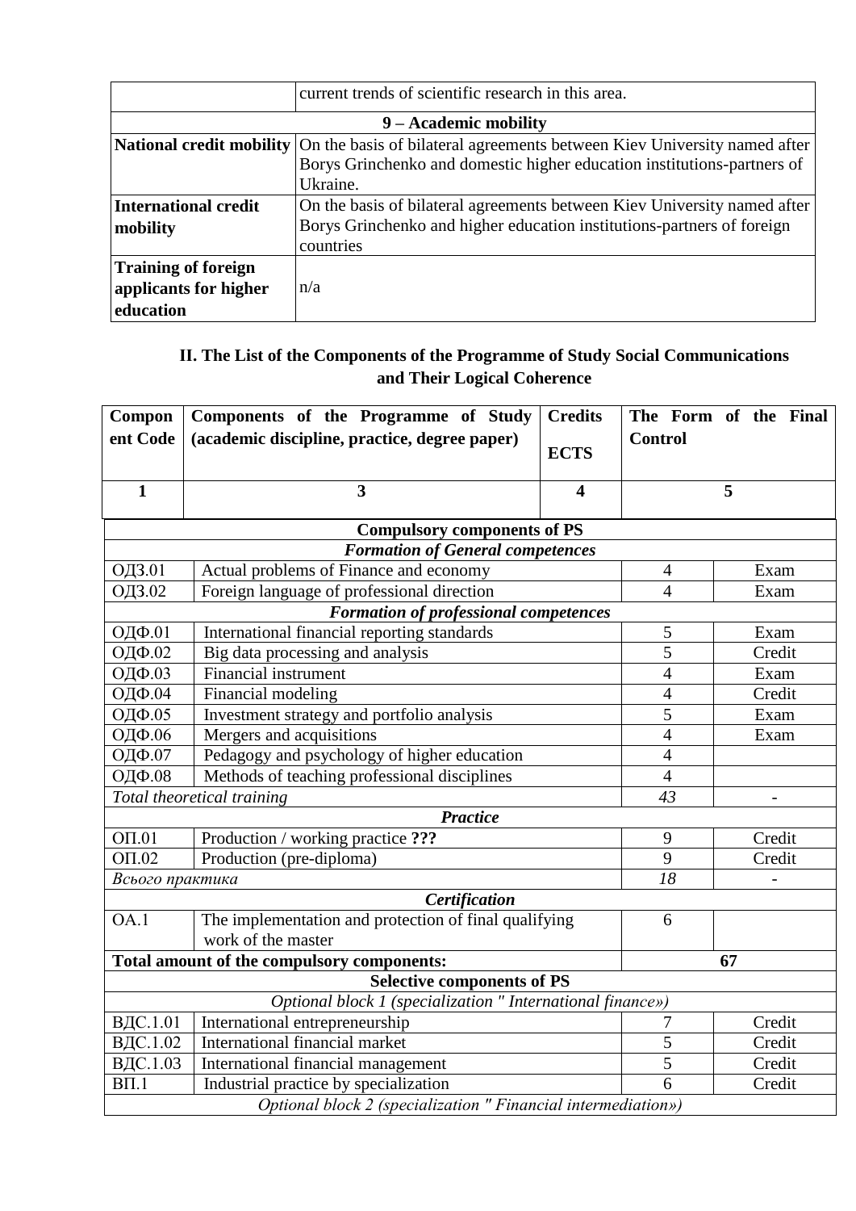| | |
|---|---|
| | current trends of scientific research in this area. |
| **9 – Academic mobility** | |
| **National credit mobility** | On the basis of bilateral agreements between Kiev University named after Borys Grinchenko and domestic higher education institutions-partners of Ukraine. |
| **International credit mobility** | On the basis of bilateral agreements between Kiev University named after Borys Grinchenko and higher education institutions-partners of foreign countries |
| **Training of foreign applicants for higher education** | n/a |

## II. The List of the Components of the Programme of Study Social Communications and Their Logical Coherence

| Component Code | Components of the Programme of Study (academic discipline, practice, degree paper) | Credits ECTS | The Form of the Final Control |
|---|---|---|---|
| **1** | **3** | **4** | **5** |
| | **Compulsory components of PS** | | |
| | ***Formation of General competences*** | | |
| ОДЗ.01 | Actual problems of Finance and economy | 4 | Exam |
| ОДЗ.02 | Foreign language of professional direction | 4 | Exam |
| | ***Formation of professional competences*** | | |
| ОДФ.01 | International financial reporting standards | 5 | Exam |
| ОДФ.02 | Big data processing and analysis | 5 | Credit |
| ОДФ.03 | Financial instrument | 4 | Exam |
| ОДФ.04 | Financial modeling | 4 | Credit |
| ОДФ.05 | Investment strategy and portfolio analysis | 5 | Exam |
| ОДФ.06 | Mergers and acquisitions | 4 | Exam |
| ОДФ.07 | Pedagogy and psychology of higher education | 4 | |
| ОДФ.08 | Methods of teaching professional disciplines | 4 | |
| *Total theoretical training* | | *43* | - |
| | ***Practice*** | | |
| ОП.01 | Production / working practice **???** | 9 | Credit |
| ОП.02 | Production (pre-diploma) | 9 | Credit |
| *Всього практика* | | *18* | - |
| | ***Certification*** | | |
| ОА.1 | The implementation and protection of final qualifying work of the master | 6 | |
| **Total amount of the compulsory components:** | | **67** | |
| | **Selective components of PS** | | |
| | *Optional block 1 (specialization " International finance»)* | | |
| ВДС.1.01 | International entrepreneurship | 7 | Credit |
| ВДС.1.02 | International financial market | 5 | Credit |
| ВДС.1.03 | International financial management | 5 | Credit |
| ВП.1 | Industrial practice by specialization | 6 | Credit |
| | *Optional block 2 (specialization " Financial intermediation»)* | | |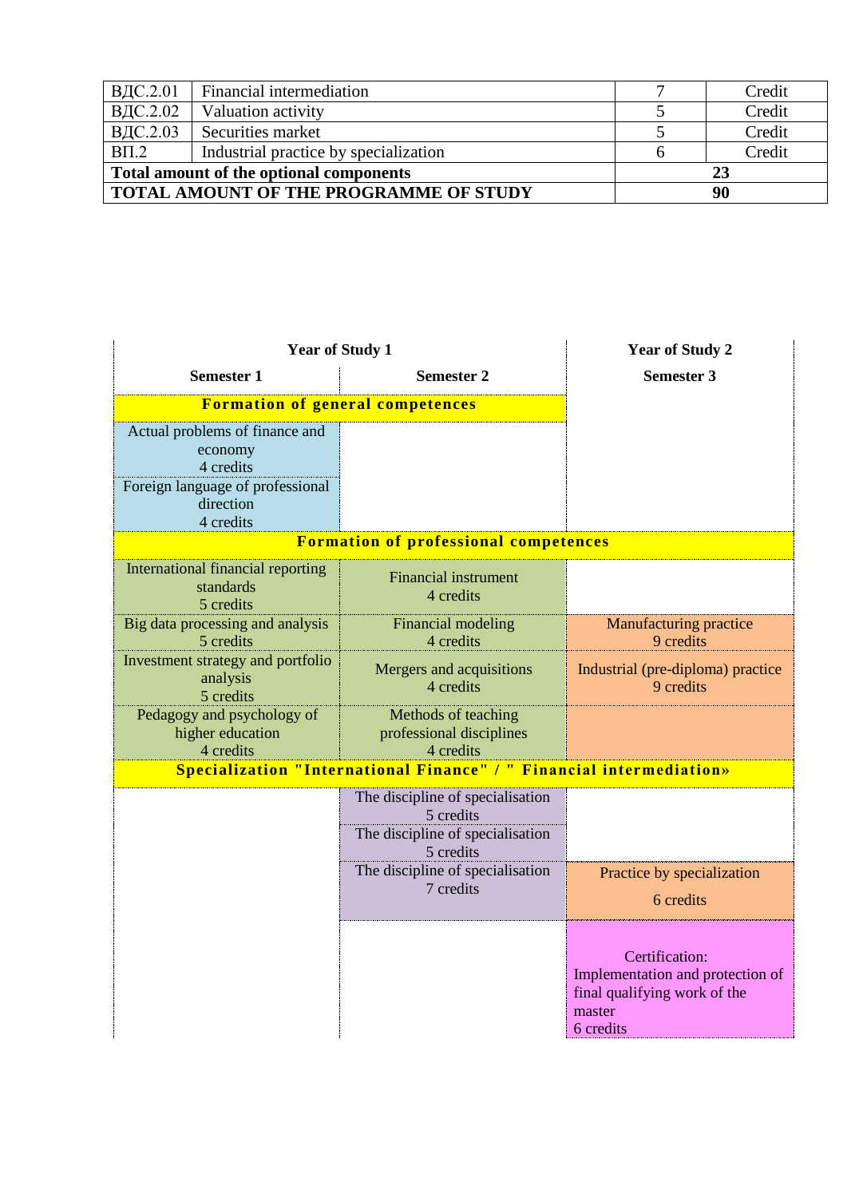| ВДС.2.01 | Financial intermediation | 7 | Credit |
|---|---|---|---|
| ВДС.2.02 | Valuation activity | 5 | Credit |
| ВДС.2.03 | Securities market | 5 | Credit |
| ВП.2 | Industrial practice by specialization | 6 | Credit |
| **Total amount of the optional components** | | **23** | |
| **TOTAL AMOUNT OF THE PROGRAMME OF STUDY** | | **90** | |

| **Year of Study 1** | | **Year of Study 2** |
|---|---|---|
| **Semester 1** | **Semester 2** | **Semester 3** |
| **Formation of general competences** | | |
| Actual problems of finance and economy 4 credits | | |
| Foreign language of professional direction 4 credits | | |
| **Formation of professional competences** | | |
| International financial reporting standards 5 credits | Financial instrument 4 credits | |
| Big data processing and analysis 5 credits | Financial modeling 4 credits | Manufacturing practice 9 credits |
| Investment strategy and portfolio analysis 5 credits | Mergers and acquisitions 4 credits | Industrial (pre-diploma) practice 9 credits |
| Pedagogy and psychology of higher education 4 credits | Methods of teaching professional disciplines 4 credits | |
| **Specialization "International Finance" / " Financial intermediation»** | | |
| | The discipline of specialisation 5 credits | |
| | The discipline of specialisation 5 credits | |
| | The discipline of specialisation 7 credits | Practice by specialization 6 credits |
| | | Certification: Implementation and protection of final qualifying work of the master 6 credits |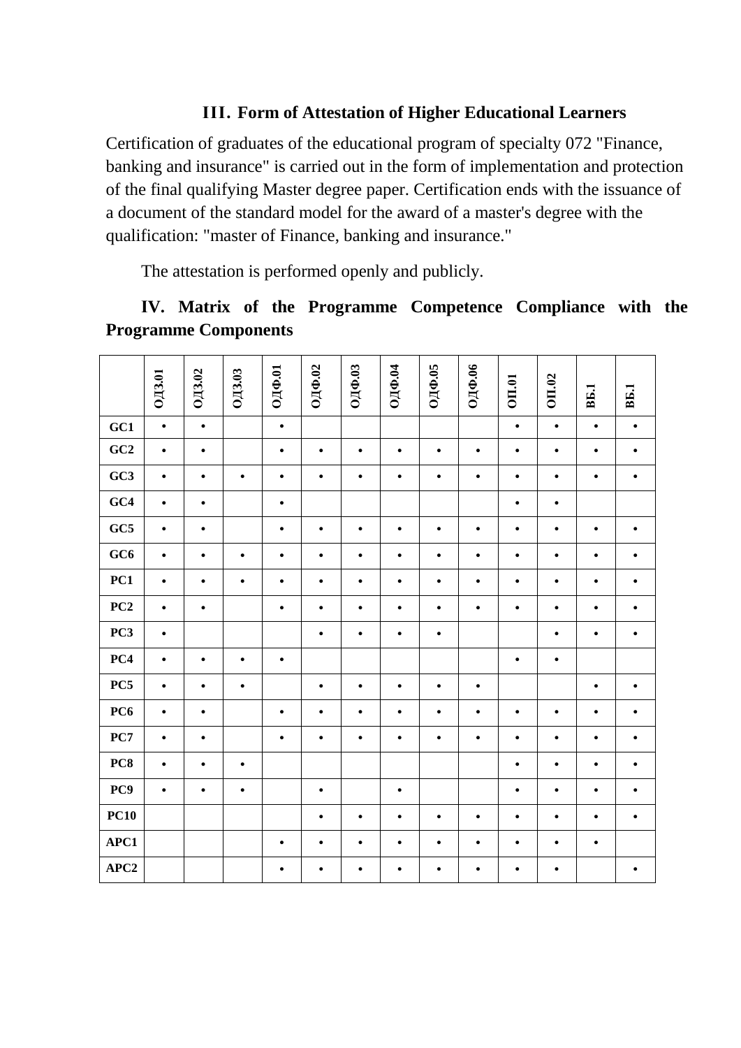## III. Form of Attestation of Higher Educational Learners

Certification of graduates of the educational program of specialty 072 "Finance, banking and insurance" is carried out in the form of implementation and protection of the final qualifying Master degree paper. Certification ends with the issuance of a document of the standard model for the award of a master's degree with the qualification: "master of Finance, banking and insurance."

The attestation is performed openly and publicly.

## IV. Matrix of the Programme Competence Compliance with the Programme Components

| | ОДЗ.01 | ОДЗ.02 | ОДЗ.03 | ОДФ.01 | ОДФ.02 | ОДФ.03 | ОДФ.04 | ОДФ.05 | ОДФ.06 | ОП.01 | ОП.02 | ВБ.1 | ВБ.1 |
|---|---|---|---|---|---|---|---|---|---|---|---|---|---|
| **GC1** | • | • | | • | | | | | | • | • | • | • |
| **GC2** | • | • | | • | • | • | • | • | • | • | • | • | • |
| **GC3** | • | • | • | • | • | • | • | • | • | • | • | • | • |
| **GC4** | • | • | | • | | | | | | • | • | | |
| **GC5** | • | • | | • | • | • | • | • | • | • | • | • | • |
| **GC6** | • | • | • | • | • | • | • | • | • | • | • | • | • |
| **PC1** | • | • | • | • | • | • | • | • | • | • | • | • | • |
| **PC2** | • | • | | • | • | • | • | • | • | • | • | • | • |
| **PC3** | • | | | | • | • | • | • | | | • | • | • |
| **PC4** | • | • | • | • | | | | | | • | • | | |
| **PC5** | • | • | • | | • | • | • | • | • | | | • | • |
| **PC6** | • | • | | • | • | • | • | • | • | • | • | • | • |
| **PC7** | • | • | | • | • | • | • | • | • | • | • | • | • |
| **PC8** | • | • | • | | | | | | | • | • | • | • |
| **PC9** | • | • | • | | • | | • | | | • | • | • | • |
| **PC10** | | | | | • | • | • | • | • | • | • | • | • |
| **APC1** | | | | • | • | • | • | • | • | • | • | • | |
| **APC2** | | | | • | • | • | • | • | • | • | • | | • |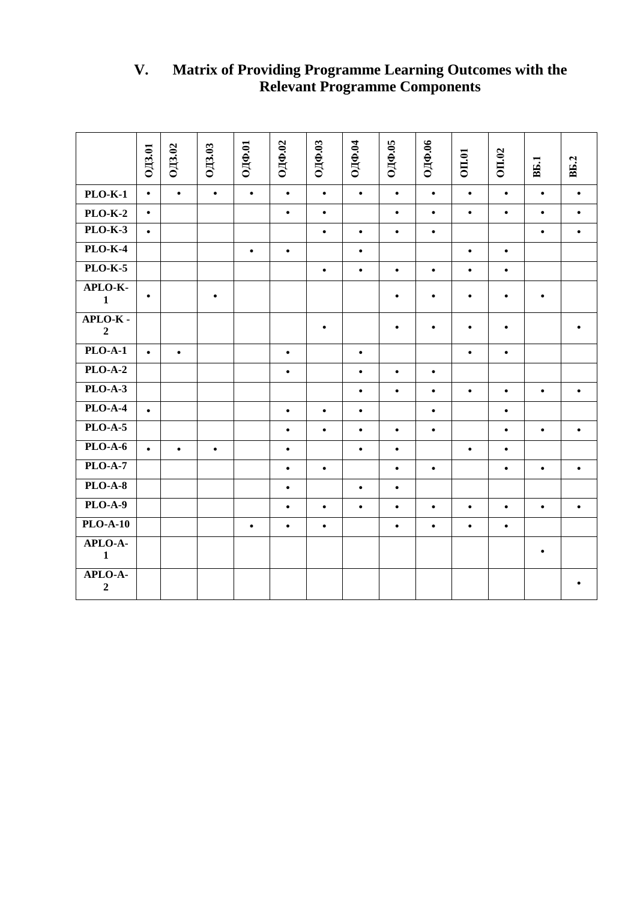## V. Matrix of Providing Programme Learning Outcomes with the Relevant Programme Components

| | ОДЗ.01 | ОДЗ.02 | ОДЗ.03 | ОДФ.01 | ОДФ.02 | ОДФ.03 | ОДФ.04 | ОДФ.05 | ОДФ.06 | ОП.01 | ОП.02 | ВБ.1 | ВБ.2 |
|---|---|---|---|---|---|---|---|---|---|---|---|---|---|
| **PLO-K-1** | • | • | • | • | • | • | • | • | • | • | • | • | • |
| **PLO-K-2** | • | | | | • | • | | • | • | • | • | • | • |
| **PLO-K-3** | • | | | | | • | • | • | • | | | • | • |
| **PLO-K-4** | | | | • | • | | • | | | • | • | | |
| **PLO-K-5** | | | | | | • | • | • | • | • | • | | |
| **APLO-K-1** | • | | • | | | | | • | • | • | • | • | |
| **APLO-K - 2** | | | | | | • | | • | • | • | • | | • |
| **PLO-A-1** | • | • | | | • | | • | | | • | • | | |
| **PLO-A-2** | | | | | • | | • | • | • | | | | |
| **PLO-A-3** | | | | | | | • | • | • | • | • | • | • |
| **PLO-A-4** | • | | | | • | • | • | | • | | • | | |
| **PLO-A-5** | | | | | • | • | • | • | • | | • | • | • |
| **PLO-A-6** | • | • | • | | • | | • | • | | • | • | | |
| **PLO-A-7** | | | | | • | • | | • | • | | • | • | • |
| **PLO-A-8** | | | | | • | | • | • | | | | | |
| **PLO-A-9** | | | | | • | • | • | • | • | • | • | • | • |
| **PLO-A-10** | | | | • | • | • | | • | • | • | • | | |
| **APLO-A-1** | | | | | | | | | | | | • | |
| **APLO-A-2** | | | | | | | | | | | | | • |